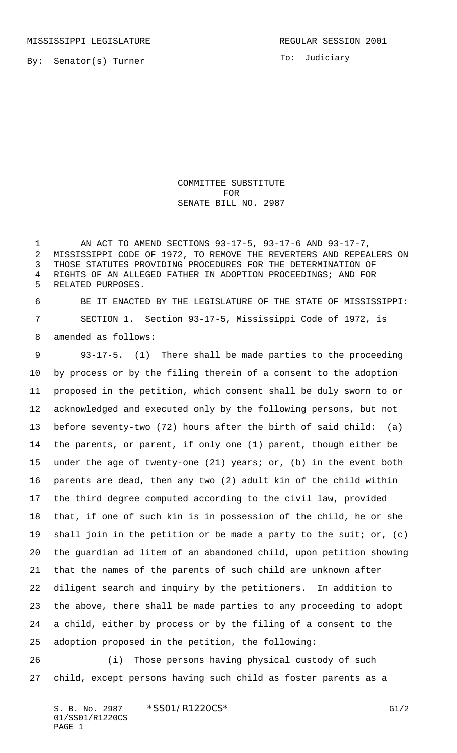MISSISSIPPI LEGISLATURE REGULAR SESSION 2001

By: Senator(s) Turner

To: Judiciary

COMMITTEE SUBSTITUTE
FOR
SENATE BILL NO. 2987

AN ACT TO AMEND SECTIONS 93-17-5, 93-17-6 AND 93-17-7, MISSISSIPPI CODE OF 1972, TO REMOVE THE REVERTERS AND REPEALERS ON THOSE STATUTES PROVIDING PROCEDURES FOR THE DETERMINATION OF RIGHTS OF AN ALLEGED FATHER IN ADOPTION PROCEEDINGS; AND FOR RELATED PURPOSES.

BE IT ENACTED BY THE LEGISLATURE OF THE STATE OF MISSISSIPPI:

SECTION 1. Section 93-17-5, Mississippi Code of 1972, is amended as follows:

93-17-5. (1) There shall be made parties to the proceeding by process or by the filing therein of a consent to the adoption proposed in the petition, which consent shall be duly sworn to or acknowledged and executed only by the following persons, but not before seventy-two (72) hours after the birth of said child: (a) the parents, or parent, if only one (1) parent, though either be under the age of twenty-one (21) years; or, (b) in the event both parents are dead, then any two (2) adult kin of the child within the third degree computed according to the civil law, provided that, if one of such kin is in possession of the child, he or she shall join in the petition or be made a party to the suit; or, (c) the guardian ad litem of an abandoned child, upon petition showing that the names of the parents of such child are unknown after diligent search and inquiry by the petitioners. In addition to the above, there shall be made parties to any proceeding to adopt a child, either by process or by the filing of a consent to the adoption proposed in the petition, the following:

(i) Those persons having physical custody of such child, except persons having such child as foster parents as a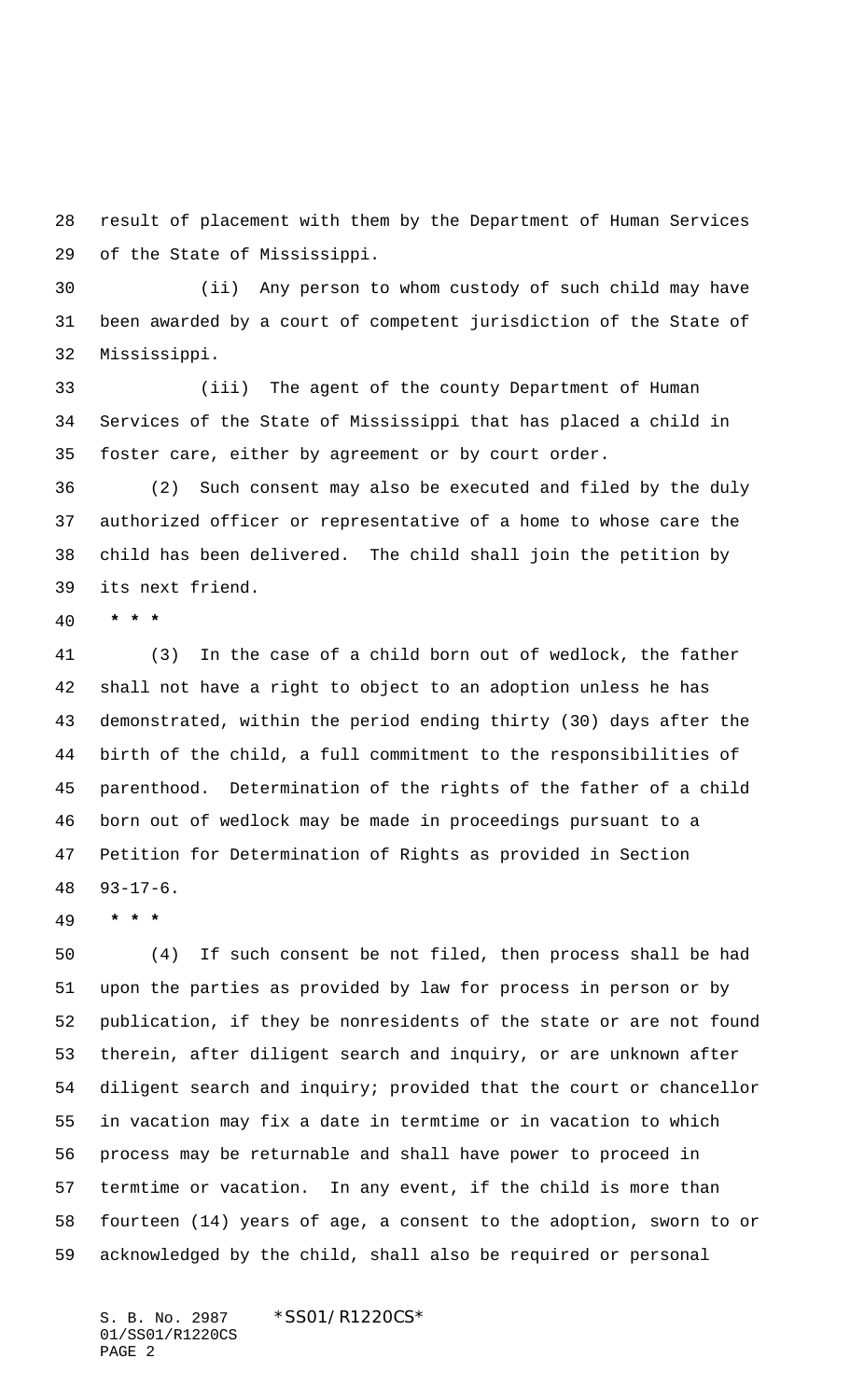result of placement with them by the Department of Human Services of the State of Mississippi.

(ii) Any person to whom custody of such child may have been awarded by a court of competent jurisdiction of the State of Mississippi.

(iii) The agent of the county Department of Human Services of the State of Mississippi that has placed a child in foster care, either by agreement or by court order.

(2) Such consent may also be executed and filed by the duly authorized officer or representative of a home to whose care the child has been delivered. The child shall join the petition by its next friend.

* * *

(3) In the case of a child born out of wedlock, the father shall not have a right to object to an adoption unless he has demonstrated, within the period ending thirty (30) days after the birth of the child, a full commitment to the responsibilities of parenthood. Determination of the rights of the father of a child born out of wedlock may be made in proceedings pursuant to a Petition for Determination of Rights as provided in Section 93-17-6.

* * *

(4) If such consent be not filed, then process shall be had upon the parties as provided by law for process in person or by publication, if they be nonresidents of the state or are not found therein, after diligent search and inquiry, or are unknown after diligent search and inquiry; provided that the court or chancellor in vacation may fix a date in termtime or in vacation to which process may be returnable and shall have power to proceed in termtime or vacation. In any event, if the child is more than fourteen (14) years of age, a consent to the adoption, sworn to or acknowledged by the child, shall also be required or personal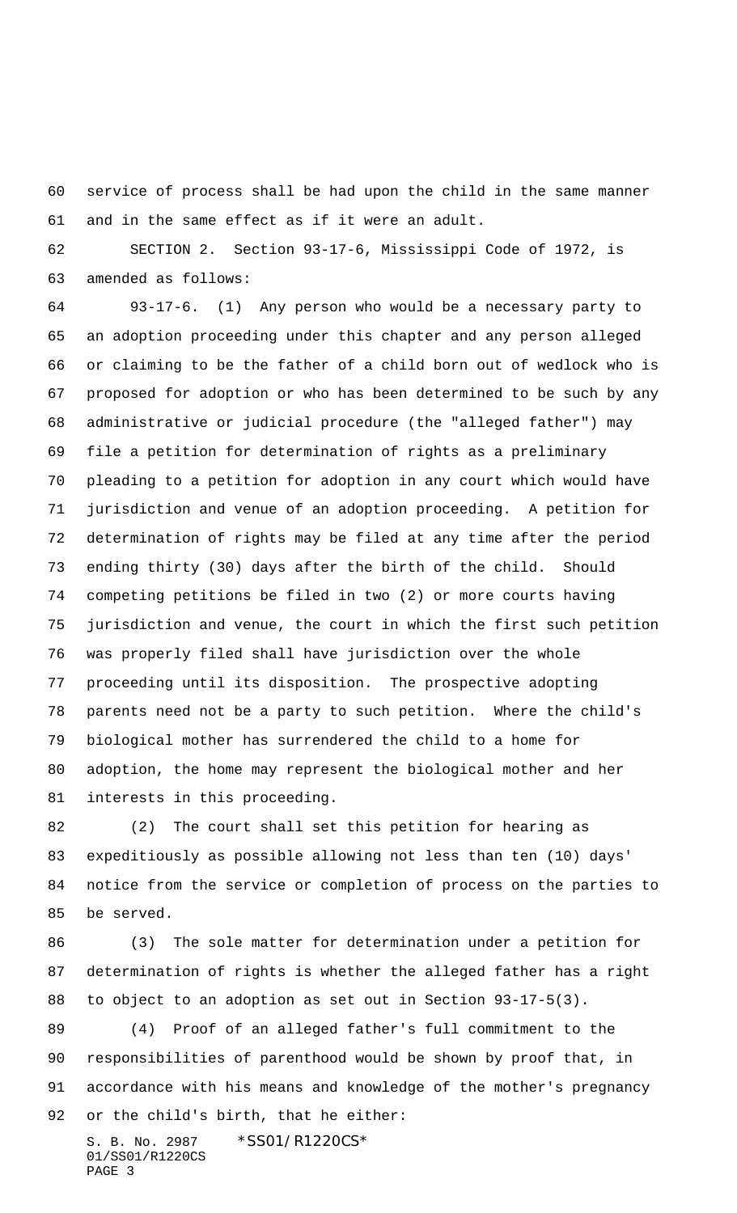service of process shall be had upon the child in the same manner and in the same effect as if it were an adult.

SECTION 2. Section 93-17-6, Mississippi Code of 1972, is amended as follows:

93-17-6. (1) Any person who would be a necessary party to an adoption proceeding under this chapter and any person alleged or claiming to be the father of a child born out of wedlock who is proposed for adoption or who has been determined to be such by any administrative or judicial procedure (the "alleged father") may file a petition for determination of rights as a preliminary pleading to a petition for adoption in any court which would have jurisdiction and venue of an adoption proceeding. A petition for determination of rights may be filed at any time after the period ending thirty (30) days after the birth of the child. Should competing petitions be filed in two (2) or more courts having jurisdiction and venue, the court in which the first such petition was properly filed shall have jurisdiction over the whole proceeding until its disposition. The prospective adopting parents need not be a party to such petition. Where the child's biological mother has surrendered the child to a home for adoption, the home may represent the biological mother and her interests in this proceeding.

(2) The court shall set this petition for hearing as expeditiously as possible allowing not less than ten (10) days' notice from the service or completion of process on the parties to be served.

(3) The sole matter for determination under a petition for determination of rights is whether the alleged father has a right to object to an adoption as set out in Section 93-17-5(3).

(4) Proof of an alleged father's full commitment to the responsibilities of parenthood would be shown by proof that, in accordance with his means and knowledge of the mother's pregnancy or the child's birth, that he either: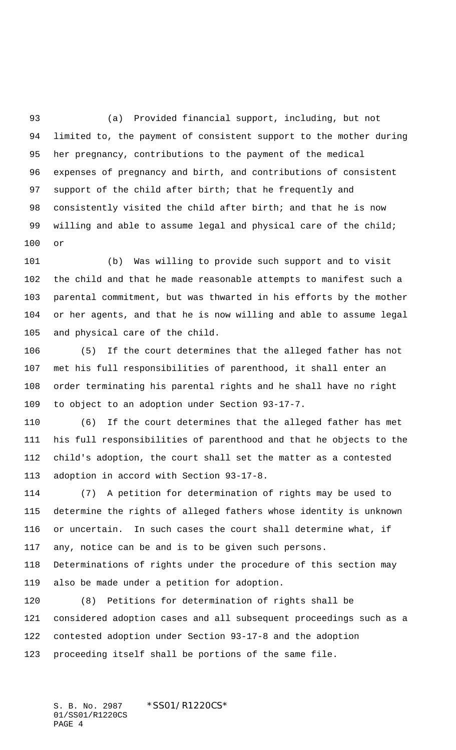(a) Provided financial support, including, but not limited to, the payment of consistent support to the mother during her pregnancy, contributions to the payment of the medical expenses of pregnancy and birth, and contributions of consistent support of the child after birth; that he frequently and consistently visited the child after birth; and that he is now willing and able to assume legal and physical care of the child; or

(b) Was willing to provide such support and to visit the child and that he made reasonable attempts to manifest such a parental commitment, but was thwarted in his efforts by the mother or her agents, and that he is now willing and able to assume legal and physical care of the child.

(5) If the court determines that the alleged father has not met his full responsibilities of parenthood, it shall enter an order terminating his parental rights and he shall have no right to object to an adoption under Section 93-17-7.

(6) If the court determines that the alleged father has met his full responsibilities of parenthood and that he objects to the child's adoption, the court shall set the matter as a contested adoption in accord with Section 93-17-8.

(7) A petition for determination of rights may be used to determine the rights of alleged fathers whose identity is unknown or uncertain. In such cases the court shall determine what, if any, notice can be and is to be given such persons. Determinations of rights under the procedure of this section may also be made under a petition for adoption.

(8) Petitions for determination of rights shall be considered adoption cases and all subsequent proceedings such as a contested adoption under Section 93-17-8 and the adoption proceeding itself shall be portions of the same file.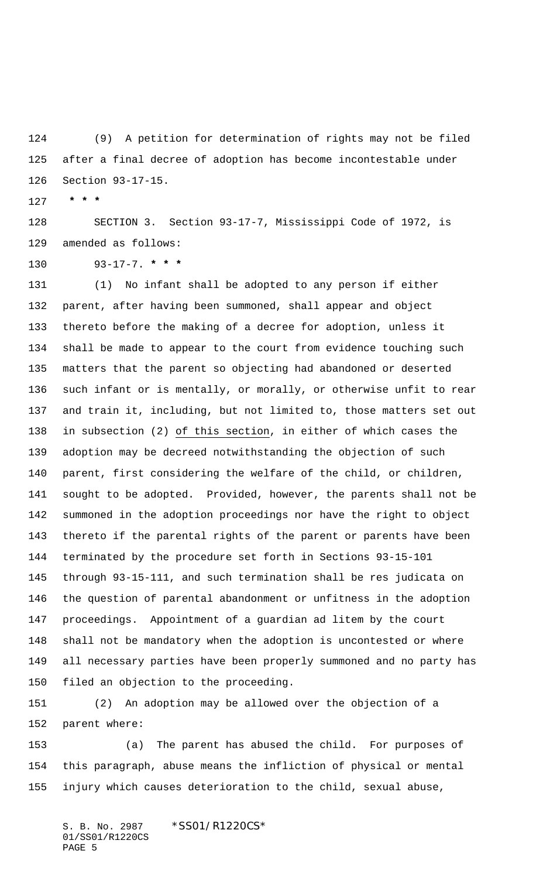(9) A petition for determination of rights may not be filed after a final decree of adoption has become incontestable under Section 93-17-15.

**\* \* \***

SECTION 3. Section 93-17-7, Mississippi Code of 1972, is amended as follows:

93-17-7. **\* \* \***

(1) No infant shall be adopted to any person if either parent, after having been summoned, shall appear and object thereto before the making of a decree for adoption, unless it shall be made to appear to the court from evidence touching such matters that the parent so objecting had abandoned or deserted such infant or is mentally, or morally, or otherwise unfit to rear and train it, including, but not limited to, those matters set out in subsection (2) <u>of this section</u>, in either of which cases the adoption may be decreed notwithstanding the objection of such parent, first considering the welfare of the child, or children, sought to be adopted. Provided, however, the parents shall not be summoned in the adoption proceedings nor have the right to object thereto if the parental rights of the parent or parents have been terminated by the procedure set forth in Sections 93-15-101 through 93-15-111, and such termination shall be res judicata on the question of parental abandonment or unfitness in the adoption proceedings. Appointment of a guardian ad litem by the court shall not be mandatory when the adoption is uncontested or where all necessary parties have been properly summoned and no party has filed an objection to the proceeding.

(2) An adoption may be allowed over the objection of a parent where:

(a) The parent has abused the child. For purposes of this paragraph, abuse means the infliction of physical or mental injury which causes deterioration to the child, sexual abuse,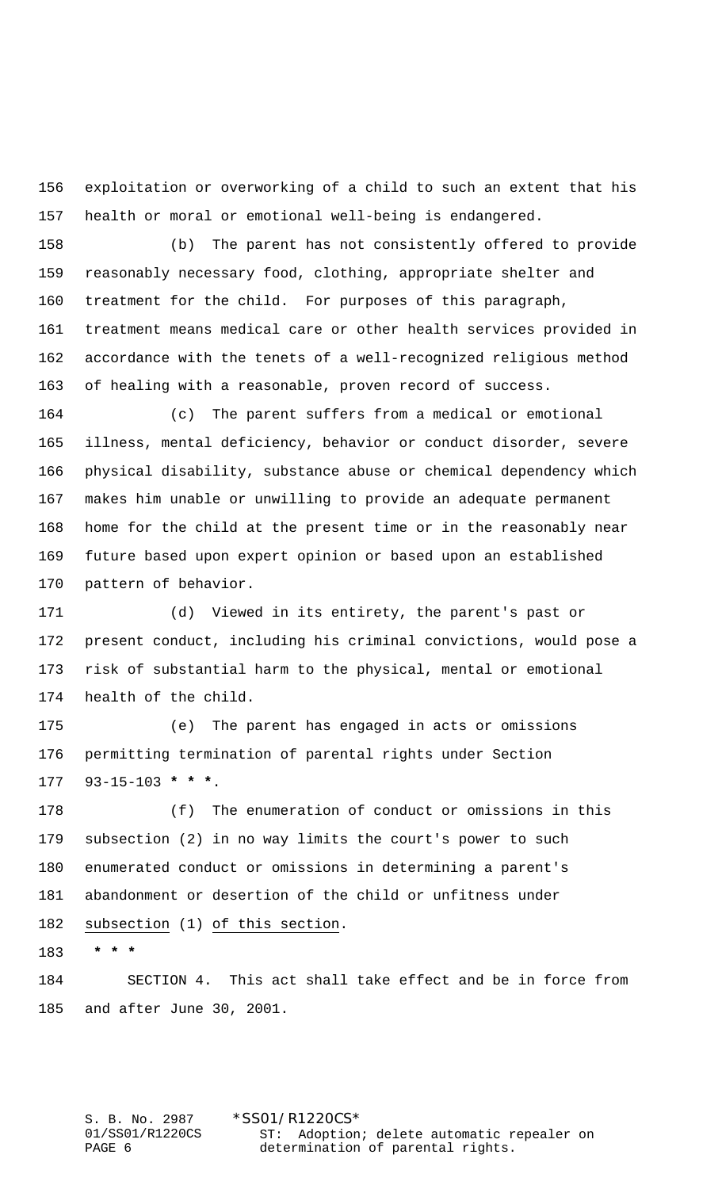exploitation or overworking of a child to such an extent that his health or moral or emotional well-being is endangered.

(b) The parent has not consistently offered to provide reasonably necessary food, clothing, appropriate shelter and treatment for the child. For purposes of this paragraph, treatment means medical care or other health services provided in accordance with the tenets of a well-recognized religious method of healing with a reasonable, proven record of success.

(c) The parent suffers from a medical or emotional illness, mental deficiency, behavior or conduct disorder, severe physical disability, substance abuse or chemical dependency which makes him unable or unwilling to provide an adequate permanent home for the child at the present time or in the reasonably near future based upon expert opinion or based upon an established pattern of behavior.

(d) Viewed in its entirety, the parent's past or present conduct, including his criminal convictions, would pose a risk of substantial harm to the physical, mental or emotional health of the child.

(e) The parent has engaged in acts or omissions permitting termination of parental rights under Section 93-15-103 * * *.

(f) The enumeration of conduct or omissions in this subsection (2) in no way limits the court's power to such enumerated conduct or omissions in determining a parent's abandonment or desertion of the child or unfitness under subsection (1) of this section.

* * *

SECTION 4. This act shall take effect and be in force from and after June 30, 2001.